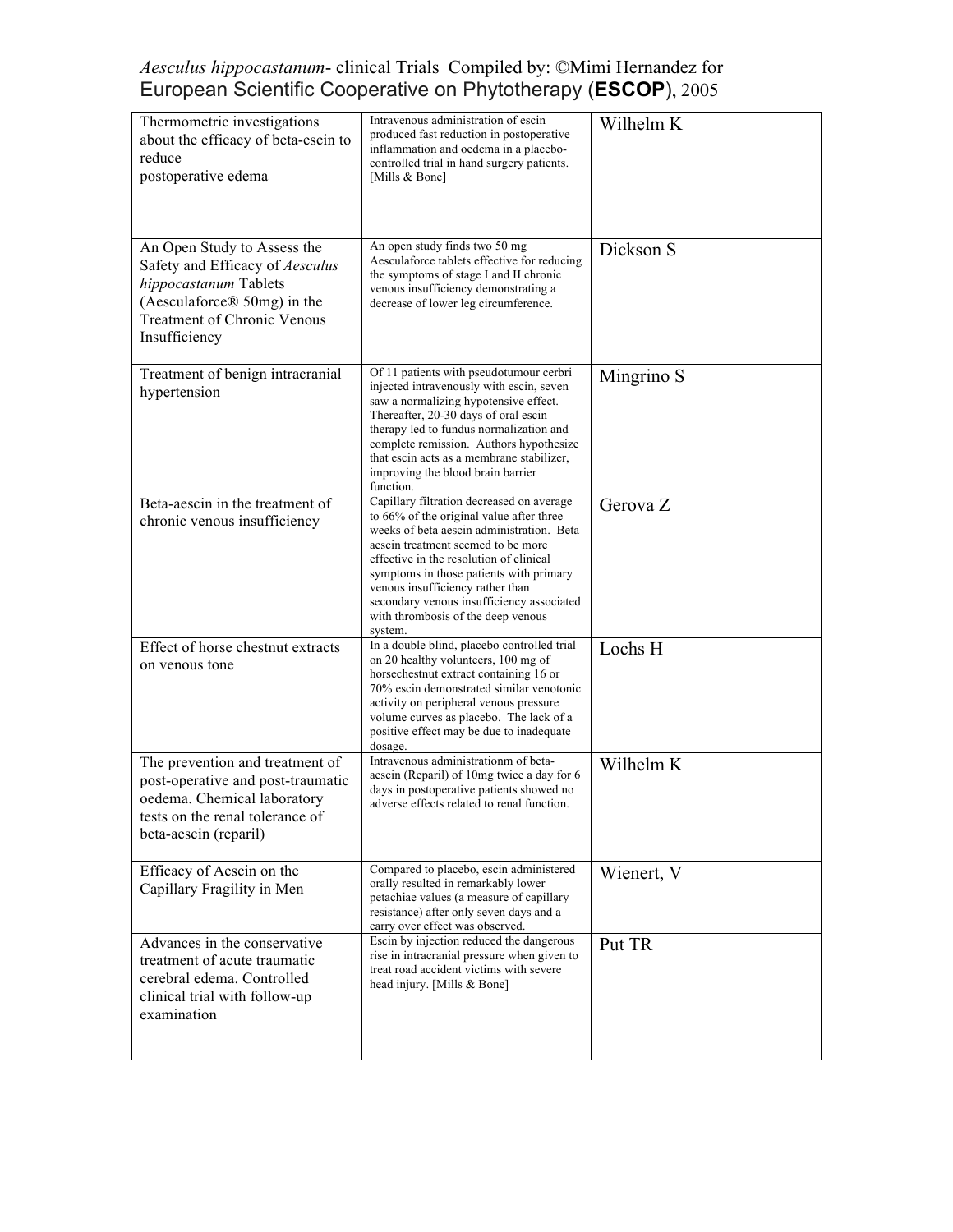*Aesculus hippocastanum*- clinical Trials Compiled by: ©Mimi Hernandez for European Scientific Cooperative on Phytotherapy (**ESCOP**), 2005

| | | |
|---|---|---|
| Thermometric investigations about the efficacy of beta-escin to reduce postoperative edema | Intravenous administration of escin produced fast reduction in postoperative inflammation and oedema in a placebo-controlled trial in hand surgery patients. [Mills & Bone] | Wilhelm K |
| An Open Study to Assess the Safety and Efficacy of *Aesculus hippocastanum* Tablets (Aesculaforce® 50mg) in the Treatment of Chronic Venous Insufficiency | An open study finds two 50 mg Aesculaforce tablets effective for reducing the symptoms of stage I and II chronic venous insufficiency demonstrating a decrease of lower leg circumference. | Dickson S |
| Treatment of benign intracranial hypertension | Of 11 patients with pseudotumour cerbri injected intravenously with escin, seven saw a normalizing hypotensive effect. Thereafter, 20-30 days of oral escin therapy led to fundus normalization and complete remission. Authors hypothesize that escin acts as a membrane stabilizer, improving the blood brain barrier function. | Mingrino S |
| Beta-aescin in the treatment of chronic venous insufficiency | Capillary filtration decreased on average to 66% of the original value after three weeks of beta aescin administration. Beta aescin treatment seemed to be more effective in the resolution of clinical symptoms in those patients with primary venous insufficiency rather than secondary venous insufficiency associated with thrombosis of the deep venous system. | Gerova Z |
| Effect of horse chestnut extracts on venous tone | In a double blind, placebo controlled trial on 20 healthy volunteers, 100 mg of horsechestnut extract containing 16 or 70% escin demonstrated similar venotonic activity on peripheral venous pressure volume curves as placebo. The lack of a positive effect may be due to inadequate dosage. | Lochs H |
| The prevention and treatment of post-operative and post-traumatic oedema. Chemical laboratory tests on the renal tolerance of beta-aescin (reparil) | Intravenous administrationm of beta-aescin (Reparil) of 10mg twice a day for 6 days in postoperative patients showed no adverse effects related to renal function. | Wilhelm K |
| Efficacy of Aescin on the Capillary Fragility in Men | Compared to placebo, escin administered orally resulted in remarkably lower petachiae values (a measure of capillary resistance) after only seven days and a carry over effect was observed. | Wienert, V |
| Advances in the conservative treatment of acute traumatic cerebral edema. Controlled clinical trial with follow-up examination | Escin by injection reduced the dangerous rise in intracranial pressure when given to treat road accident victims with severe head injury. [Mills & Bone] | Put TR |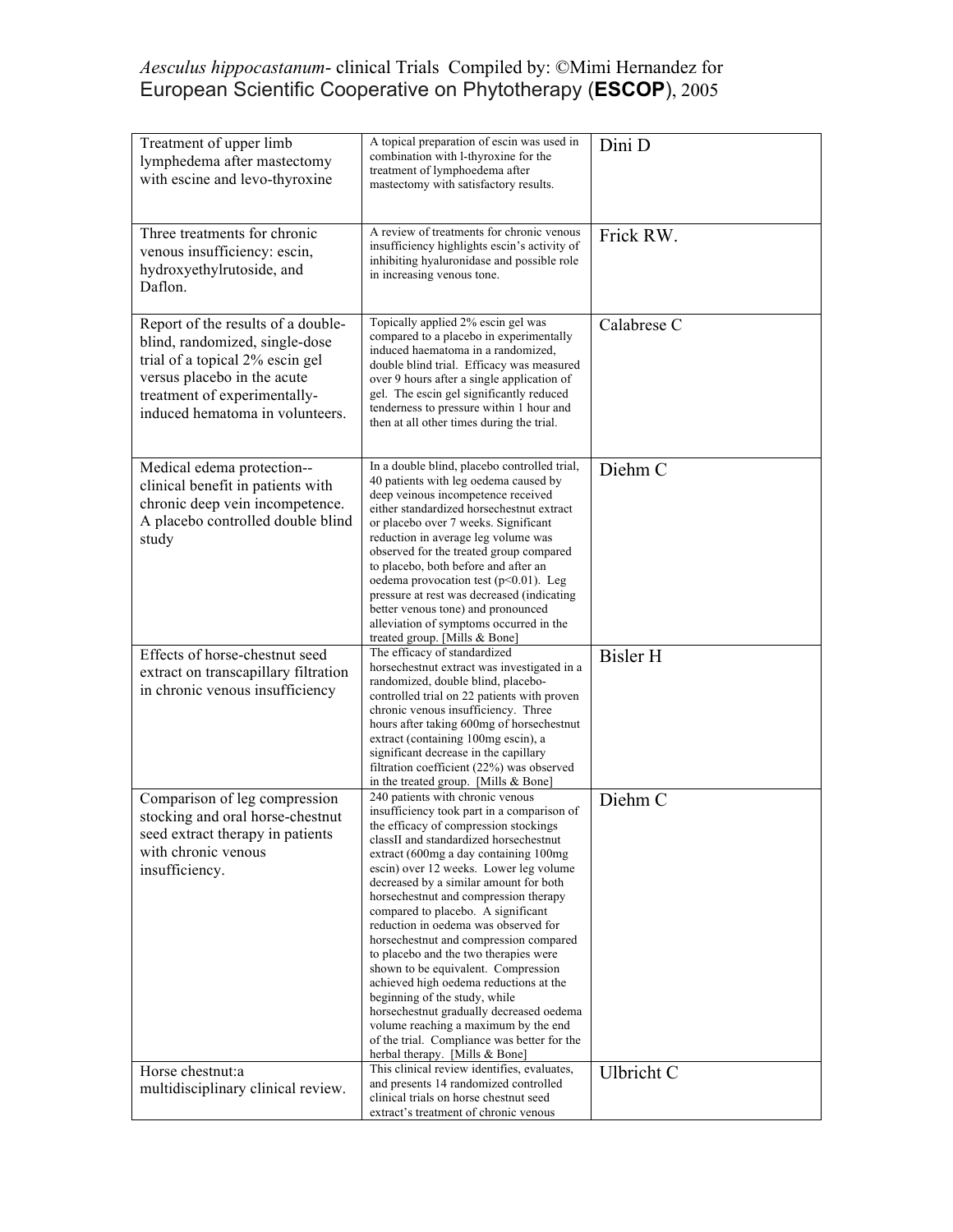| Treatment of upper limb lymphedema after mastectomy with escine and levo-thyroxine | A topical preparation of escin was used in combination with l-thyroxine for the treatment of lymphoedema after mastectomy with satisfactory results. | Dini D |
|---|---|---|
| Three treatments for chronic venous insufficiency: escin, hydroxyethylrutoside, and Daflon. | A review of treatments for chronic venous insufficiency highlights escin's activity of inhibiting hyaluronidase and possible role in increasing venous tone. | Frick RW. |
| Report of the results of a double-blind, randomized, single-dose trial of a topical 2% escin gel versus placebo in the acute treatment of experimentally-induced hematoma in volunteers. | Topically applied 2% escin gel was compared to a placebo in experimentally induced haematoma in a randomized, double blind trial. Efficacy was measured over 9 hours after a single application of gel. The escin gel significantly reduced tenderness to pressure within 1 hour and then at all other times during the trial. | Calabrese C |
| Medical edema protection--clinical benefit in patients with chronic deep vein incompetence. A placebo controlled double blind study | In a double blind, placebo controlled trial, 40 patients with leg oedema caused by deep veinous incompetence received either standardized horsechestnut extract or placebo over 7 weeks. Significant reduction in average leg volume was observed for the treated group compared to placebo, both before and after an oedema provocation test ($p<0.01$). Leg pressure at rest was decreased (indicating better venous tone) and pronounced alleviation of symptoms occurred in the treated group. [Mills & Bone] | Diehm C |
| Effects of horse-chestnut seed extract on transcapillary filtration in chronic venous insufficiency | The efficacy of standardized horsechestnut extract was investigated in a randomized, double blind, placebo-controlled trial on 22 patients with proven chronic venous insufficiency. Three hours after taking 600mg of horsechestnut extract (containing 100mg escin), a significant decrease in the capillary filtration coefficient (22%) was observed in the treated group. [Mills & Bone] | Bisler H |
| Comparison of leg compression stocking and oral horse-chestnut seed extract therapy in patients with chronic venous insufficiency. | 240 patients with chronic venous insufficiency took part in a comparison of the efficacy of compression stockings classII and standardized horsechestnut extract (600mg a day containing 100mg escin) over 12 weeks. Lower leg volume decreased by a similar amount for both horsechestnut and compression therapy compared to placebo. A significant reduction in oedema was observed for horsechestnut and compression compared to placebo and the two therapies were shown to be equivalent. Compression achieved high oedema reductions at the beginning of the study, while horsechestnut gradually decreased oedema volume reaching a maximum by the end of the trial. Compliance was better for the herbal therapy. [Mills & Bone] | Diehm C |
| Horse chestnut:a multidisciplinary clinical review. | This clinical review identifies, evaluates, and presents 14 randomized controlled clinical trials on horse chestnut seed extract's treatment of chronic venous | Ulbricht C |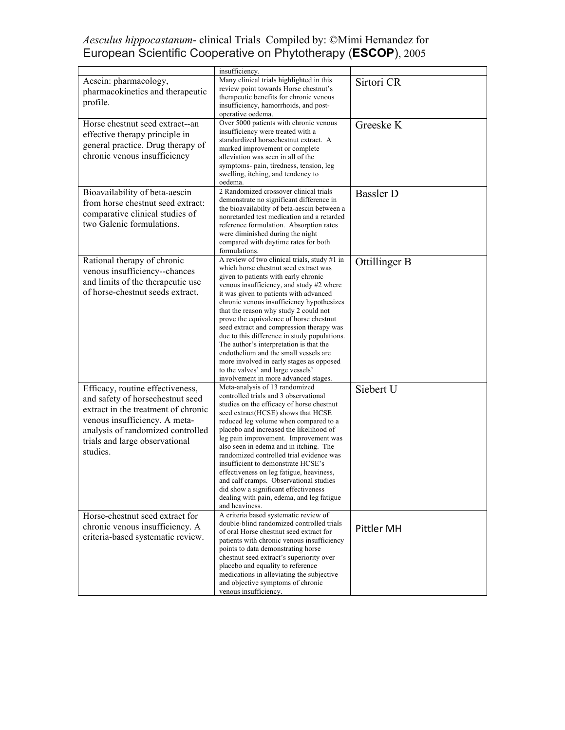|  | insufficiency. |  |
| --- | --- | --- |
| Aescin: pharmacology, pharmacokinetics and therapeutic profile. | Many clinical trials highlighted in this review point towards Horse chestnut's therapeutic benefits for chronic venous insufficiency, hamorrhoids, and post-operative oedema. | Sirtori CR |
| Horse chestnut seed extract--an effective therapy principle in general practice. Drug therapy of chronic venous insufficiency | Over 5000 patients with chronic venous insufficiency were treated with a standardized horsechestnut extract. A marked improvement or complete alleviation was seen in all of the symptoms- pain, tiredness, tension, leg swelling, itching, and tendency to oedema. | Greeske K |
| Bioavailability of beta-aescin from horse chestnut seed extract: comparative clinical studies of two Galenic formulations. | 2 Randomized crossover clinical trials demonstrate no significant difference in the bioavailabilty of beta-aescin between a nonretarded test medication and a retarded reference formulation. Absorption rates were diminished during the night compared with daytime rates for both formulations. | Bassler D |
| Rational therapy of chronic venous insufficiency--chances and limits of the therapeutic use of horse-chestnut seeds extract. | A review of two clinical trials, study #1 in which horse chestnut seed extract was given to patients with early chronic venous insufficiency, and study #2 where it was given to patients with advanced chronic venous insufficiency hypothesizes that the reason why study 2 could not prove the equivalence of horse chestnut seed extract and compression therapy was due to this difference in study populations. The author's interpretation is that the endothelium and the small vessels are more involved in early stages as opposed to the valves' and large vessels' involvement in more advanced stages. | Ottillinger B |
| Efficacy, routine effectiveness, and safety of horsechestnut seed extract in the treatment of chronic venous insufficiency. A meta-analysis of randomized controlled trials and large observational studies. | Meta-analysis of 13 randomized controlled trials and 3 observational studies on the efficacy of horse chestnut seed extract(HCSE) shows that HCSE reduced leg volume when compared to a placebo and increased the likelihood of leg pain improvement. Improvement was also seen in edema and in itching. The randomized controlled trial evidence was insufficient to demonstrate HCSE's effectiveness on leg fatigue, heaviness, and calf cramps. Observational studies did show a significant effectiveness dealing with pain, edema, and leg fatigue and heaviness. | Siebert U |
| Horse-chestnut seed extract for chronic venous insufficiency. A criteria-based systematic review. | A criteria based systematic review of double-blind randomized controlled trials of oral Horse chestnut seed extract for patients with chronic venous insufficiency points to data demonstrating horse chestnut seed extract's superiority over placebo and equality to reference medications in alleviating the subjective and objective symptoms of chronic venous insufficiency. | Pittler MH |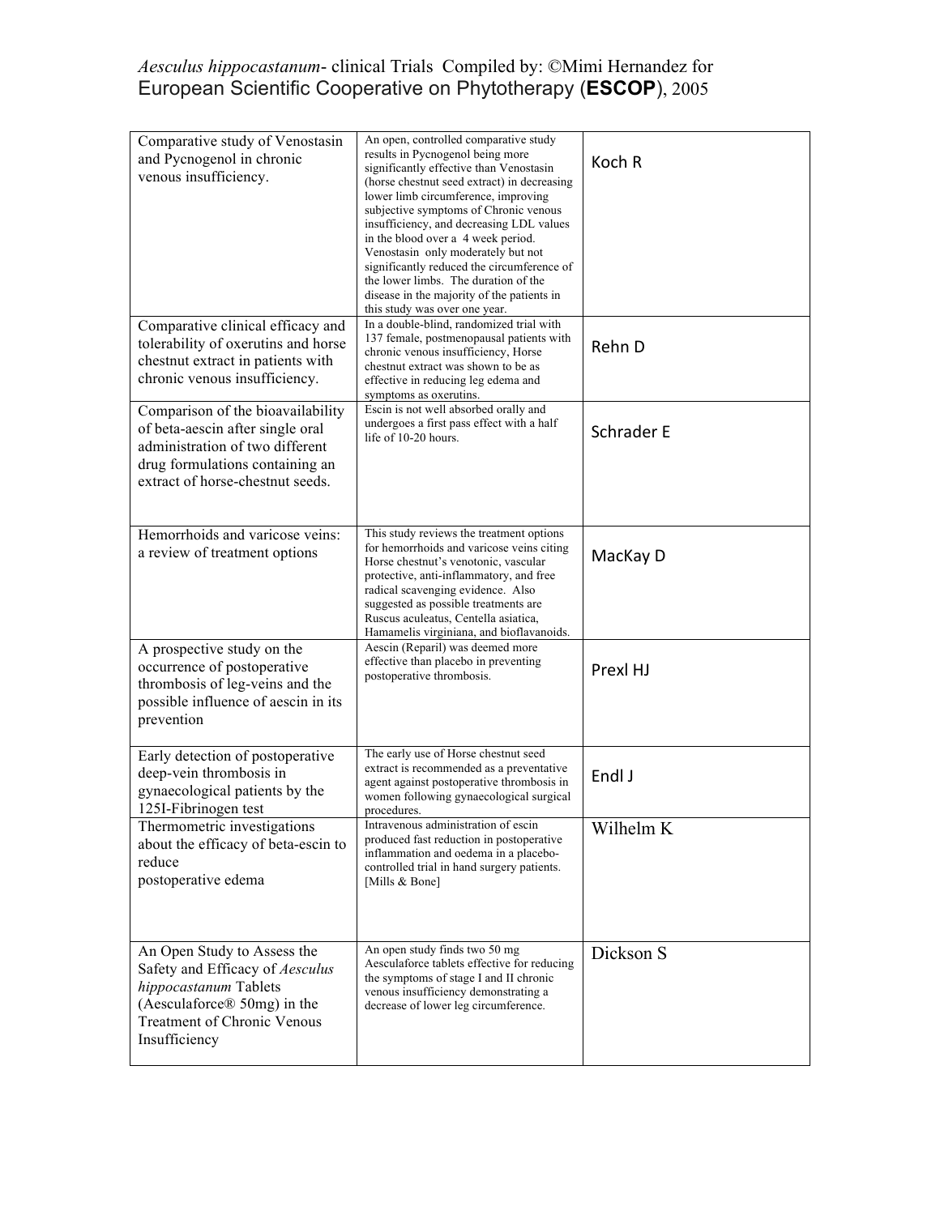| | | |
|---|---|---|
| Comparative study of Venostasin and Pycnogenol in chronic venous insufficiency. | An open, controlled comparative study results in Pycnogenol being more significantly effective than Venostasin (horse chestnut seed extract) in decreasing lower limb circumference, improving subjective symptoms of Chronic venous insufficiency, and decreasing LDL values in the blood over a 4 week period. Venostasin only moderately but not significantly reduced the circumference of the lower limbs. The duration of the disease in the majority of the patients in this study was over one year. | Koch R |
| Comparative clinical efficacy and tolerability of oxerutins and horse chestnut extract in patients with chronic venous insufficiency. | In a double-blind, randomized trial with 137 female, postmenopausal patients with chronic venous insufficiency, Horse chestnut extract was shown to be as effective in reducing leg edema and symptoms as oxerutins. | Rehn D |
| Comparison of the bioavailability of beta-aescin after single oral administration of two different drug formulations containing an extract of horse-chestnut seeds. | Escin is not well absorbed orally and undergoes a first pass effect with a half life of 10-20 hours. | Schrader E |
| Hemorrhoids and varicose veins: a review of treatment options | This study reviews the treatment options for hemorrhoids and varicose veins citing Horse chestnut's venotonic, vascular protective, anti-inflammatory, and free radical scavenging evidence. Also suggested as possible treatments are Ruscus aculeatus, Centella asiatica, Hamamelis virginiana, and bioflavanoids. | MacKay D |
| A prospective study on the occurrence of postoperative thrombosis of leg-veins and the possible influence of aescin in its prevention | Aescin (Reparil) was deemed more effective than placebo in preventing postoperative thrombosis. | Prexl HJ |
| Early detection of postoperative deep-vein thrombosis in gynaecological patients by the 125I-Fibrinogen test | The early use of Horse chestnut seed extract is recommended as a preventative agent against postoperative thrombosis in women following gynaecological surgical procedures. | Endl J |
| Thermometric investigations about the efficacy of beta-escin to reduce postoperative edema | Intravenous administration of escin produced fast reduction in postoperative inflammation and oedema in a placebo-controlled trial in hand surgery patients. [Mills & Bone] | Wilhelm K |
| An Open Study to Assess the Safety and Efficacy of *Aesculus hippocastanum* Tablets (Aesculaforce® 50mg) in the Treatment of Chronic Venous Insufficiency | An open study finds two 50 mg Aesculaforce tablets effective for reducing the symptoms of stage I and II chronic venous insufficiency demonstrating a decrease of lower leg circumference. | Dickson S |